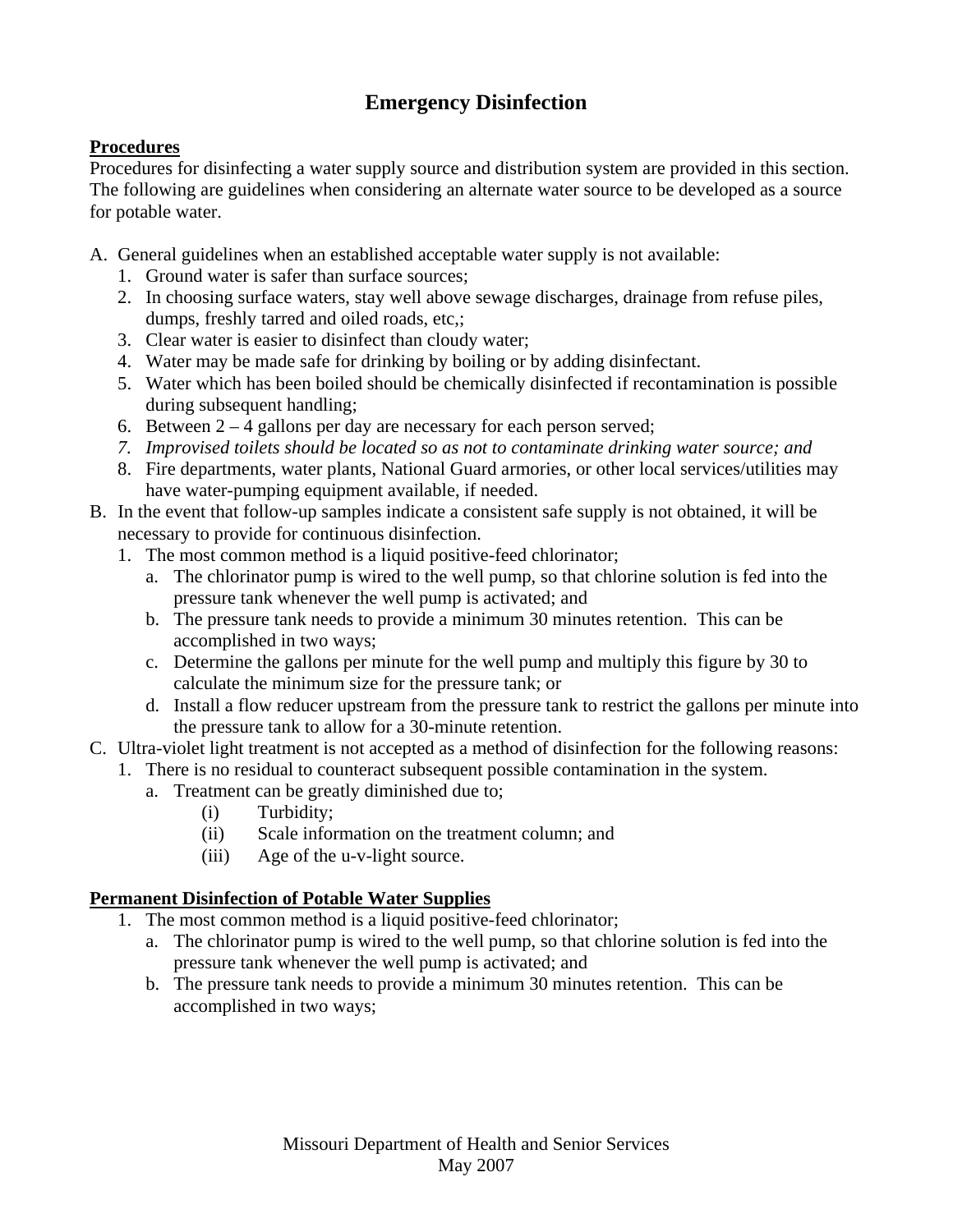# Emergency Disinfection

**Procedures**

Procedures for disinfecting a water supply source and distribution system are provided in this section. The following are guidelines when considering an alternate water source to be developed as a source for potable water.

A. General guidelines when an established acceptable water supply is not available:
   1. Ground water is safer than surface sources;
   2. In choosing surface waters, stay well above sewage discharges, drainage from refuse piles, dumps, freshly tarred and oiled roads, etc,;
   3. Clear water is easier to disinfect than cloudy water;
   4. Water may be made safe for drinking by boiling or by adding disinfectant.
   5. Water which has been boiled should be chemically disinfected if recontamination is possible during subsequent handling;
   6. Between 2 – 4 gallons per day are necessary for each person served;
   7. *Improvised toilets should be located so as not to contaminate drinking water source; and*
   8. Fire departments, water plants, National Guard armories, or other local services/utilities may have water-pumping equipment available, if needed.

B. In the event that follow-up samples indicate a consistent safe supply is not obtained, it will be necessary to provide for continuous disinfection.
   1. The most common method is a liquid positive-feed chlorinator;
      a. The chlorinator pump is wired to the well pump, so that chlorine solution is fed into the pressure tank whenever the well pump is activated; and
      b. The pressure tank needs to provide a minimum 30 minutes retention. This can be accomplished in two ways;
      c. Determine the gallons per minute for the well pump and multiply this figure by 30 to calculate the minimum size for the pressure tank; or
      d. Install a flow reducer upstream from the pressure tank to restrict the gallons per minute into the pressure tank to allow for a 30-minute retention.

C. Ultra-violet light treatment is not accepted as a method of disinfection for the following reasons:
   1. There is no residual to counteract subsequent possible contamination in the system.
      a. Treatment can be greatly diminished due to;
         (i) Turbidity;
         (ii) Scale information on the treatment column; and
         (iii) Age of the u-v-light source.

**Permanent Disinfection of Potable Water Supplies**

1. The most common method is a liquid positive-feed chlorinator;
   a. The chlorinator pump is wired to the well pump, so that chlorine solution is fed into the pressure tank whenever the well pump is activated; and
   b. The pressure tank needs to provide a minimum 30 minutes retention. This can be accomplished in two ways;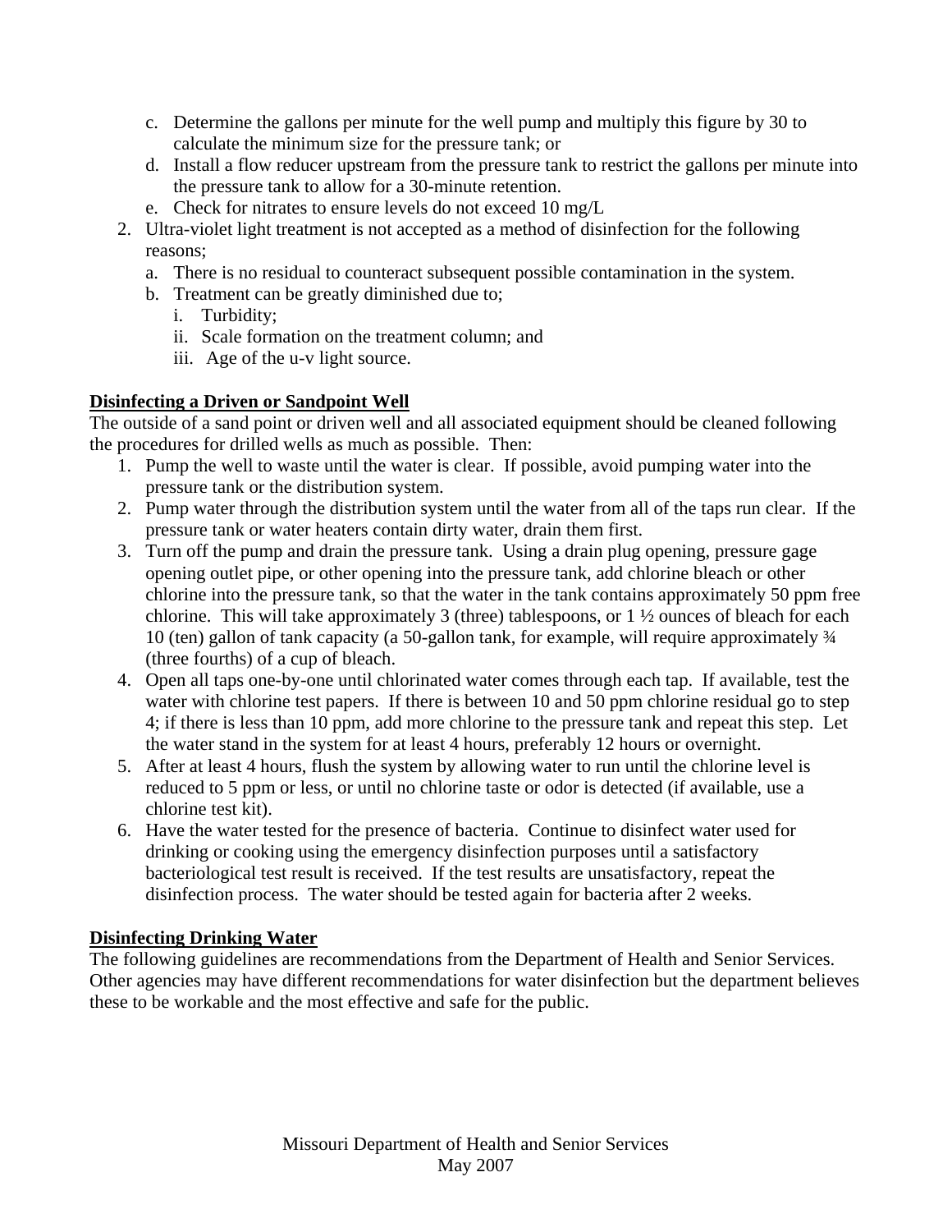c. Determine the gallons per minute for the well pump and multiply this figure by 30 to calculate the minimum size for the pressure tank; or
   d. Install a flow reducer upstream from the pressure tank to restrict the gallons per minute into the pressure tank to allow for a 30-minute retention.
   e. Check for nitrates to ensure levels do not exceed 10 mg/L
2. Ultra-violet light treatment is not accepted as a method of disinfection for the following reasons;
   a. There is no residual to counteract subsequent possible contamination in the system.
   b. Treatment can be greatly diminished due to;
      i. Turbidity;
      ii. Scale formation on the treatment column; and
      iii. Age of the u-v light source.

**<u>Disinfecting a Driven or Sandpoint Well</u>**

The outside of a sand point or driven well and all associated equipment should be cleaned following the procedures for drilled wells as much as possible. Then:

1. Pump the well to waste until the water is clear. If possible, avoid pumping water into the pressure tank or the distribution system.
2. Pump water through the distribution system until the water from all of the taps run clear. If the pressure tank or water heaters contain dirty water, drain them first.
3. Turn off the pump and drain the pressure tank. Using a drain plug opening, pressure gage opening outlet pipe, or other opening into the pressure tank, add chlorine bleach or other chlorine into the pressure tank, so that the water in the tank contains approximately 50 ppm free chlorine. This will take approximately 3 (three) tablespoons, or 1 ½ ounces of bleach for each 10 (ten) gallon of tank capacity (a 50-gallon tank, for example, will require approximately ¾ (three fourths) of a cup of bleach.
4. Open all taps one-by-one until chlorinated water comes through each tap. If available, test the water with chlorine test papers. If there is between 10 and 50 ppm chlorine residual go to step 4; if there is less than 10 ppm, add more chlorine to the pressure tank and repeat this step. Let the water stand in the system for at least 4 hours, preferably 12 hours or overnight.
5. After at least 4 hours, flush the system by allowing water to run until the chlorine level is reduced to 5 ppm or less, or until no chlorine taste or odor is detected (if available, use a chlorine test kit).
6. Have the water tested for the presence of bacteria. Continue to disinfect water used for drinking or cooking using the emergency disinfection purposes until a satisfactory bacteriological test result is received. If the test results are unsatisfactory, repeat the disinfection process. The water should be tested again for bacteria after 2 weeks.

**<u>Disinfecting Drinking Water</u>**

The following guidelines are recommendations from the Department of Health and Senior Services. Other agencies may have different recommendations for water disinfection but the department believes these to be workable and the most effective and safe for the public.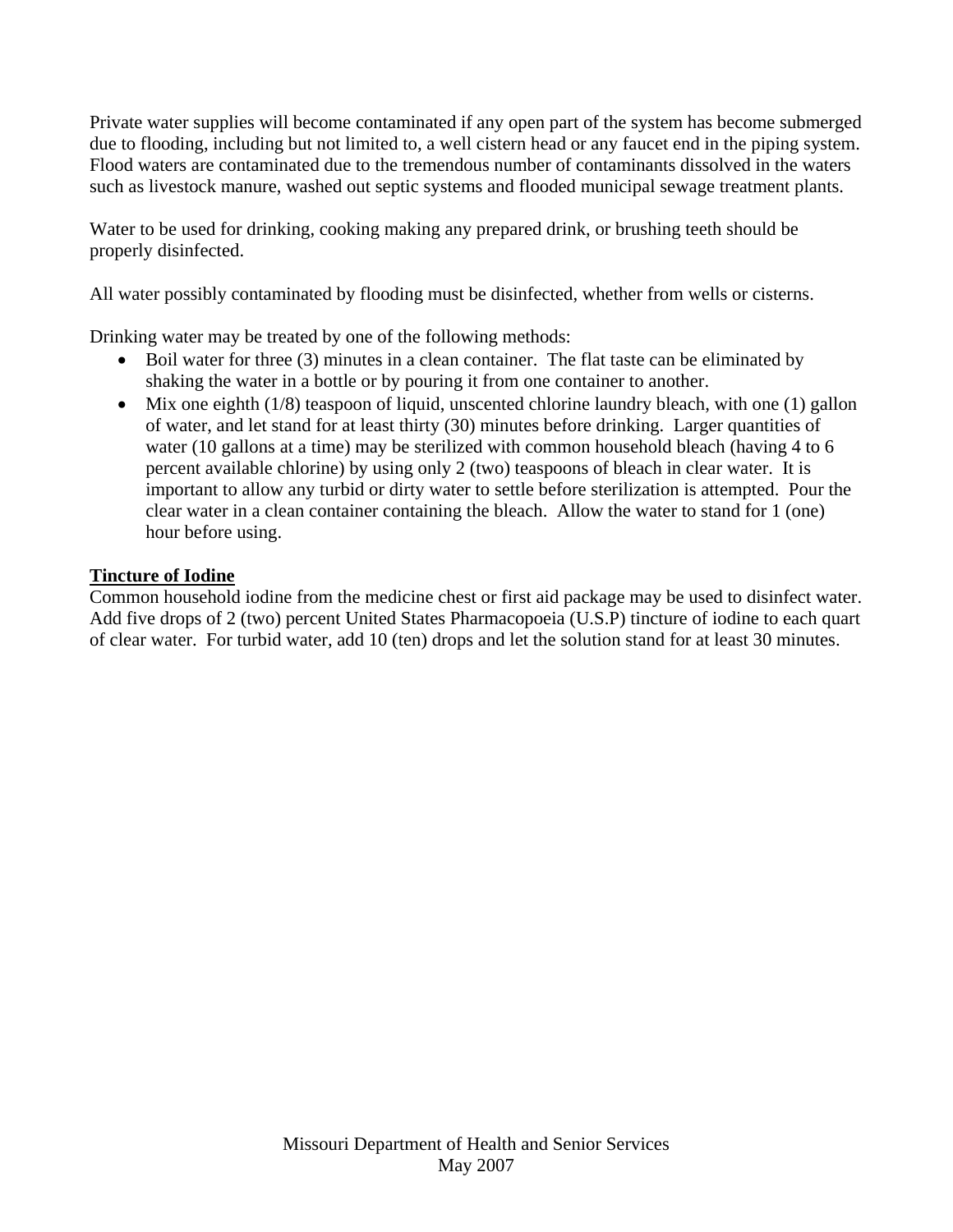Private water supplies will become contaminated if any open part of the system has become submerged due to flooding, including but not limited to, a well cistern head or any faucet end in the piping system. Flood waters are contaminated due to the tremendous number of contaminants dissolved in the waters such as livestock manure, washed out septic systems and flooded municipal sewage treatment plants.

Water to be used for drinking, cooking making any prepared drink, or brushing teeth should be properly disinfected.

All water possibly contaminated by flooding must be disinfected, whether from wells or cisterns.

Drinking water may be treated by one of the following methods:

- Boil water for three (3) minutes in a clean container. The flat taste can be eliminated by shaking the water in a bottle or by pouring it from one container to another.
- Mix one eighth (1/8) teaspoon of liquid, unscented chlorine laundry bleach, with one (1) gallon of water, and let stand for at least thirty (30) minutes before drinking. Larger quantities of water (10 gallons at a time) may be sterilized with common household bleach (having 4 to 6 percent available chlorine) by using only 2 (two) teaspoons of bleach in clear water. It is important to allow any turbid or dirty water to settle before sterilization is attempted. Pour the clear water in a clean container containing the bleach. Allow the water to stand for 1 (one) hour before using.

**Tincture of Iodine**

Common household iodine from the medicine chest or first aid package may be used to disinfect water. Add five drops of 2 (two) percent United States Pharmacopoeia (U.S.P) tincture of iodine to each quart of clear water. For turbid water, add 10 (ten) drops and let the solution stand for at least 30 minutes.

Missouri Department of Health and Senior Services
May 2007